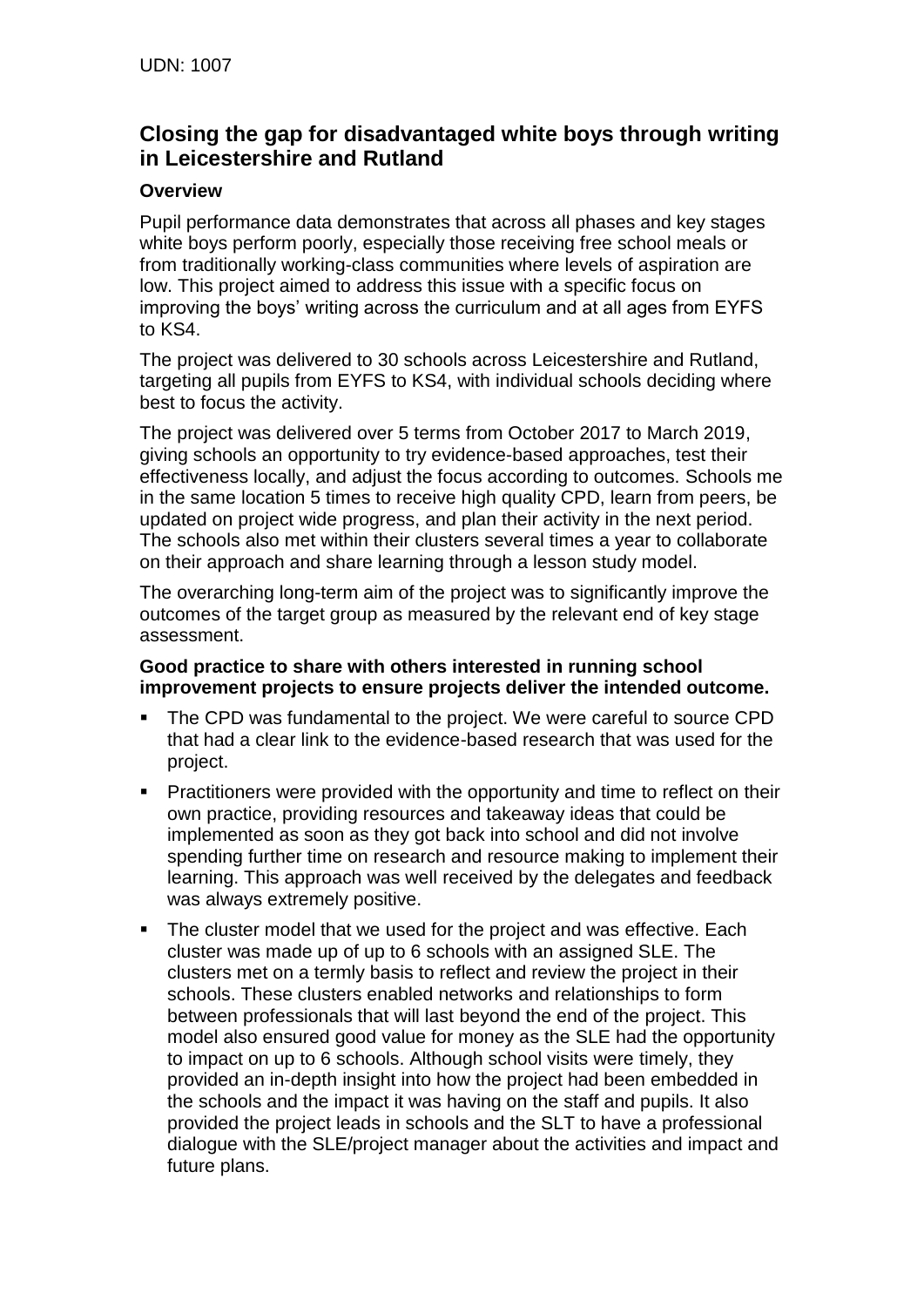UDN: 1007

## Closing the gap for disadvantaged white boys through writing in Leicestershire and Rutland

### Overview

Pupil performance data demonstrates that across all phases and key stages white boys perform poorly, especially those receiving free school meals or from traditionally working-class communities where levels of aspiration are low. This project aimed to address this issue with a specific focus on improving the boys' writing across the curriculum and at all ages from EYFS to KS4.

The project was delivered to 30 schools across Leicestershire and Rutland, targeting all pupils from EYFS to KS4, with individual schools deciding where best to focus the activity.

The project was delivered over 5 terms from October 2017 to March 2019, giving schools an opportunity to try evidence-based approaches, test their effectiveness locally, and adjust the focus according to outcomes. Schools me in the same location 5 times to receive high quality CPD, learn from peers, be updated on project wide progress, and plan their activity in the next period. The schools also met within their clusters several times a year to collaborate on their approach and share learning through a lesson study model.

The overarching long-term aim of the project was to significantly improve the outcomes of the target group as measured by the relevant end of key stage assessment.

**Good practice to share with others interested in running school improvement projects to ensure projects deliver the intended outcome.**

- The CPD was fundamental to the project. We were careful to source CPD that had a clear link to the evidence-based research that was used for the project.
- Practitioners were provided with the opportunity and time to reflect on their own practice, providing resources and takeaway ideas that could be implemented as soon as they got back into school and did not involve spending further time on research and resource making to implement their learning. This approach was well received by the delegates and feedback was always extremely positive.
- The cluster model that we used for the project and was effective. Each cluster was made up of up to 6 schools with an assigned SLE. The clusters met on a termly basis to reflect and review the project in their schools. These clusters enabled networks and relationships to form between professionals that will last beyond the end of the project. This model also ensured good value for money as the SLE had the opportunity to impact on up to 6 schools. Although school visits were timely, they provided an in-depth insight into how the project had been embedded in the schools and the impact it was having on the staff and pupils. It also provided the project leads in schools and the SLT to have a professional dialogue with the SLE/project manager about the activities and impact and future plans.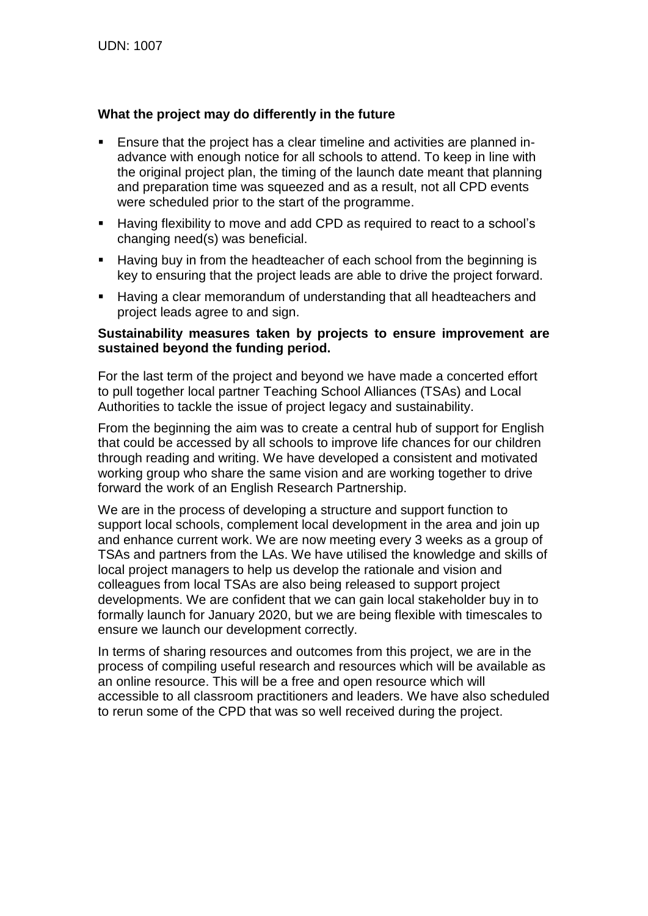UDN: 1007

**What the project may do differently in the future**

- Ensure that the project has a clear timeline and activities are planned in-advance with enough notice for all schools to attend. To keep in line with the original project plan, the timing of the launch date meant that planning and preparation time was squeezed and as a result, not all CPD events were scheduled prior to the start of the programme.
- Having flexibility to move and add CPD as required to react to a school's changing need(s) was beneficial.
- Having buy in from the headteacher of each school from the beginning is key to ensuring that the project leads are able to drive the project forward.
- Having a clear memorandum of understanding that all headteachers and project leads agree to and sign.

**Sustainability measures taken by projects to ensure improvement are sustained beyond the funding period.**

For the last term of the project and beyond we have made a concerted effort to pull together local partner Teaching School Alliances (TSAs) and Local Authorities to tackle the issue of project legacy and sustainability.

From the beginning the aim was to create a central hub of support for English that could be accessed by all schools to improve life chances for our children through reading and writing. We have developed a consistent and motivated working group who share the same vision and are working together to drive forward the work of an English Research Partnership.

We are in the process of developing a structure and support function to support local schools, complement local development in the area and join up and enhance current work. We are now meeting every 3 weeks as a group of TSAs and partners from the LAs. We have utilised the knowledge and skills of local project managers to help us develop the rationale and vision and colleagues from local TSAs are also being released to support project developments. We are confident that we can gain local stakeholder buy in to formally launch for January 2020, but we are being flexible with timescales to ensure we launch our development correctly.

In terms of sharing resources and outcomes from this project, we are in the process of compiling useful research and resources which will be available as an online resource. This will be a free and open resource which will accessible to all classroom practitioners and leaders. We have also scheduled to rerun some of the CPD that was so well received during the project.